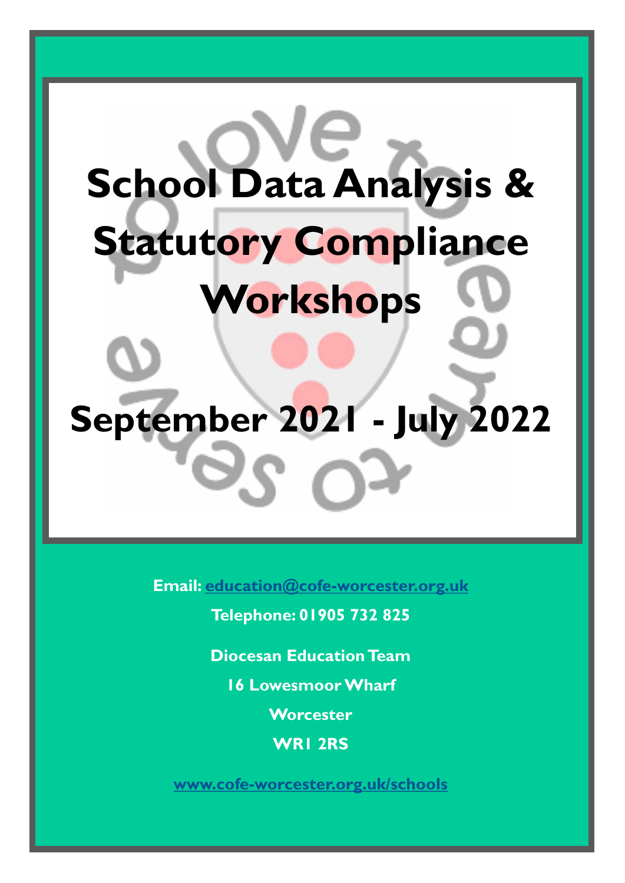# School Data Analysis & Statutory Compliance Workshops

# September 2021 - July 2022

**Email: education@cofe-worcester.org.uk**

**Telephone: 01905 732 825**

**Diocesan Education Team**

**16 Lowesmoor Wharf**

**Worcester**

**WR1 2RS**

**www.cofe-worcester.org.uk/schools**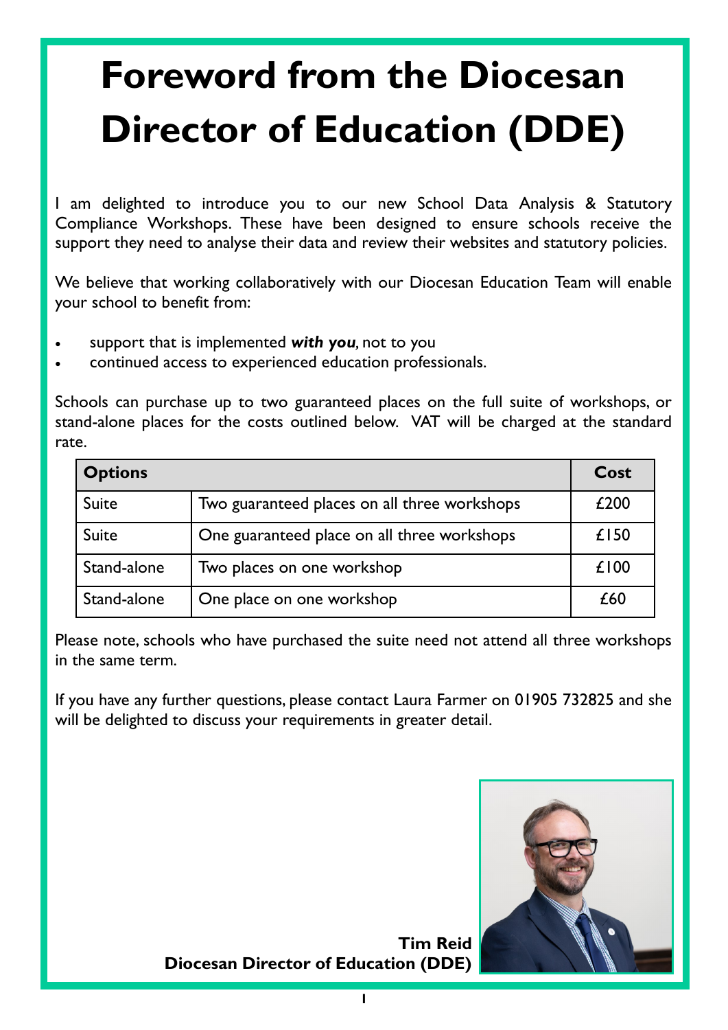# Foreword from the Diocesan Director of Education (DDE)

I am delighted to introduce you to our new School Data Analysis & Statutory Compliance Workshops. These have been designed to ensure schools receive the support they need to analyse their data and review their websites and statutory policies.

We believe that working collaboratively with our Diocesan Education Team will enable your school to benefit from:

- support that is implemented ***with you***, not to you
- continued access to experienced education professionals.

Schools can purchase up to two guaranteed places on the full suite of workshops, or stand-alone places for the costs outlined below. VAT will be charged at the standard rate.

| **Options** | | **Cost** |
|---|---|---|
| Suite | Two guaranteed places on all three workshops | £200 |
| Suite | One guaranteed place on all three workshops | £150 |
| Stand-alone | Two places on one workshop | £100 |
| Stand-alone | One place on one workshop | £60 |

Please note, schools who have purchased the suite need not attend all three workshops in the same term.

If you have any further questions, please contact Laura Farmer on 01905 732825 and she will be delighted to discuss your requirements in greater detail.

**Tim Reid**
**Diocesan Director of Education (DDE)**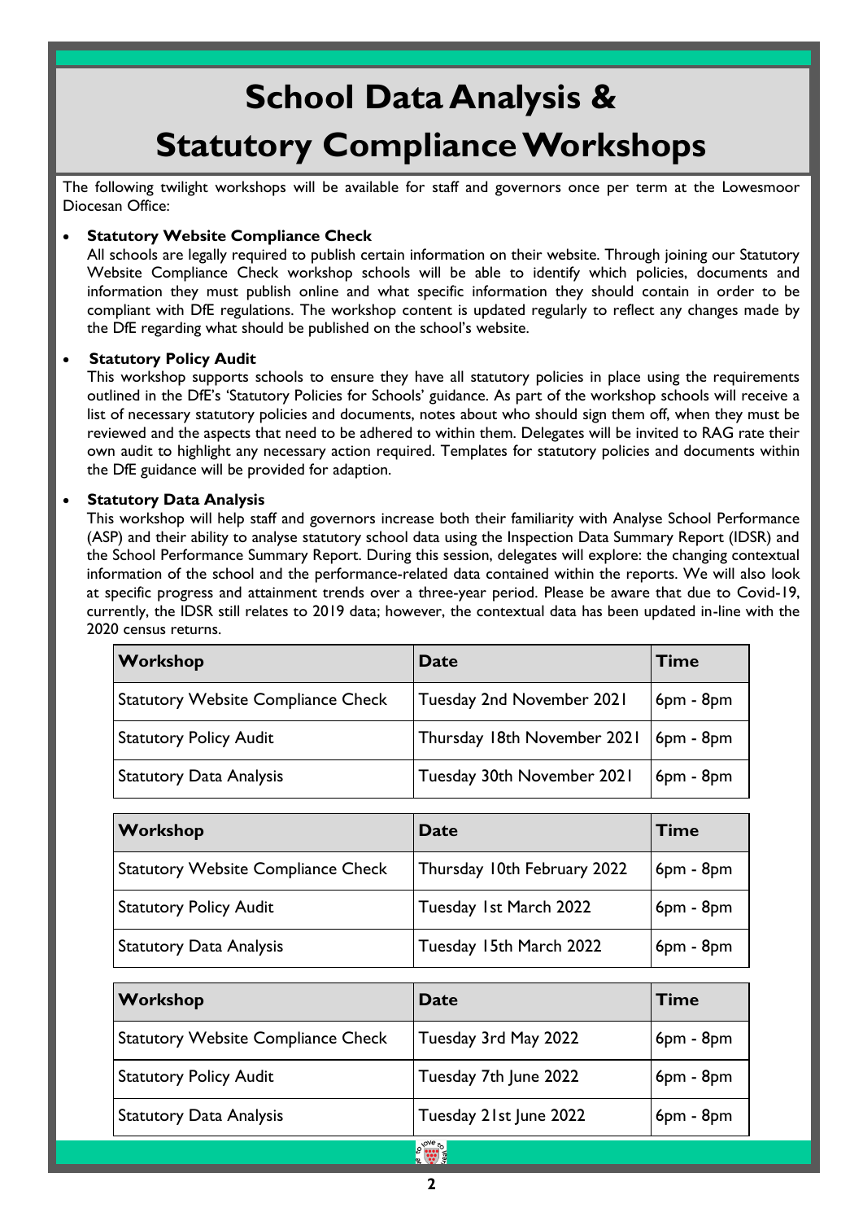# School Data Analysis & Statutory Compliance Workshops

The following twilight workshops will be available for staff and governors once per term at the Lowesmoor Diocesan Office:

- **Statutory Website Compliance Check**
  All schools are legally required to publish certain information on their website. Through joining our Statutory Website Compliance Check workshop schools will be able to identify which policies, documents and information they must publish online and what specific information they should contain in order to be compliant with DfE regulations. The workshop content is updated regularly to reflect any changes made by the DfE regarding what should be published on the school's website.

- **Statutory Policy Audit**
  This workshop supports schools to ensure they have all statutory policies in place using the requirements outlined in the DfE's 'Statutory Policies for Schools' guidance. As part of the workshop schools will receive a list of necessary statutory policies and documents, notes about who should sign them off, when they must be reviewed and the aspects that need to be adhered to within them. Delegates will be invited to RAG rate their own audit to highlight any necessary action required. Templates for statutory policies and documents within the DfE guidance will be provided for adaption.

- **Statutory Data Analysis**
  This workshop will help staff and governors increase both their familiarity with Analyse School Performance (ASP) and their ability to analyse statutory school data using the Inspection Data Summary Report (IDSR) and the School Performance Summary Report. During this session, delegates will explore: the changing contextual information of the school and the performance-related data contained within the reports. We will also look at specific progress and attainment trends over a three-year period. Please be aware that due to Covid-19, currently, the IDSR still relates to 2019 data; however, the contextual data has been updated in-line with the 2020 census returns.

| Workshop | Date | Time |
|---|---|---|
| Statutory Website Compliance Check | Tuesday 2nd November 2021 | 6pm - 8pm |
| Statutory Policy Audit | Thursday 18th November 2021 | 6pm - 8pm |
| Statutory Data Analysis | Tuesday 30th November 2021 | 6pm - 8pm |

| Workshop | Date | Time |
|---|---|---|
| Statutory Website Compliance Check | Thursday 10th February 2022 | 6pm - 8pm |
| Statutory Policy Audit | Tuesday 1st March 2022 | 6pm - 8pm |
| Statutory Data Analysis | Tuesday 15th March 2022 | 6pm - 8pm |

| Workshop | Date | Time |
|---|---|---|
| Statutory Website Compliance Check | Tuesday 3rd May 2022 | 6pm - 8pm |
| Statutory Policy Audit | Tuesday 7th June 2022 | 6pm - 8pm |
| Statutory Data Analysis | Tuesday 21st June 2022 | 6pm - 8pm |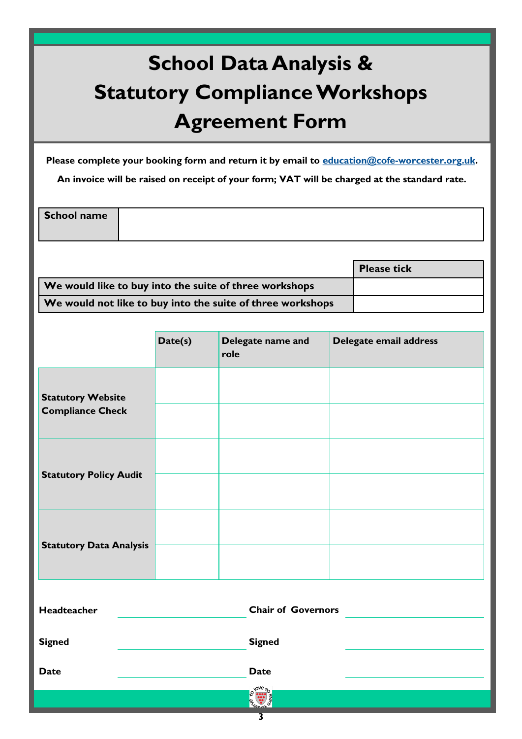# School Data Analysis & Statutory Compliance Workshops Agreement Form

**Please complete your booking form and return it by email to education@cofe-worcester.org.uk.**

**An invoice will be raised on receipt of your form; VAT will be charged at the standard rate.**

| | |
|---|---|
| **School name** | |

| | **Please tick** |
|---|---|
| **We would like to buy into the suite of three workshops** | |
| **We would not like to buy into the suite of three workshops** | |

| | **Date(s)** | **Delegate name and role** | **Delegate email address** |
|---|---|---|---|
| **Statutory Website Compliance Check** | | | |
| | | | |
| **Statutory Policy Audit** | | | |
| | | | |
| **Statutory Data Analysis** | | | |
| | | | |

| | | | |
|---|---|---|---|
| **Headteacher** | | **Chair of Governors** | |
| **Signed** | | **Signed** | |
| **Date** | | **Date** | |